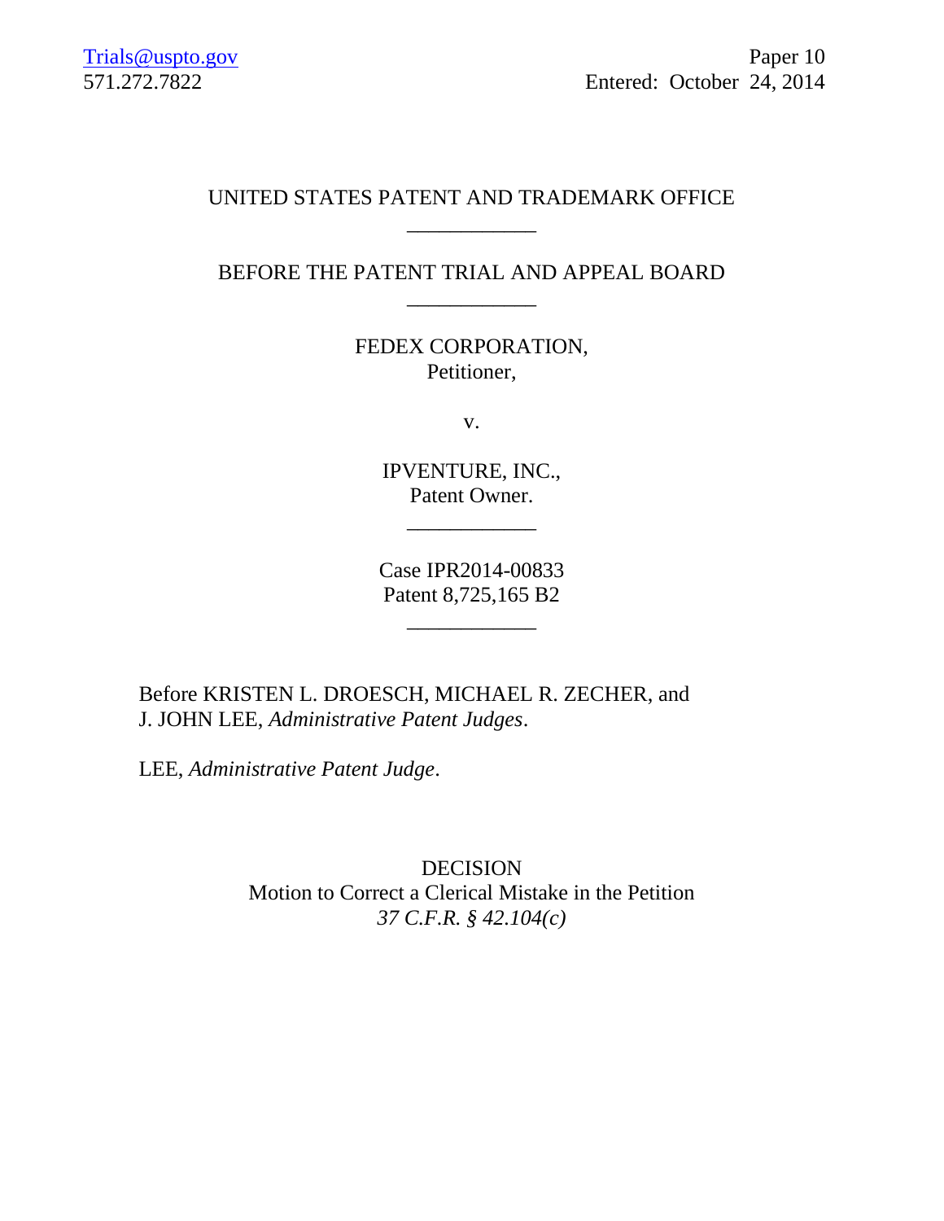Trials@uspto.gov
571.272.7822

Paper 10
Entered: October 24, 2014

UNITED STATES PATENT AND TRADEMARK OFFICE

____________

BEFORE THE PATENT TRIAL AND APPEAL BOARD

____________

FEDEX CORPORATION,
Petitioner,

v.

IPVENTURE, INC.,
Patent Owner.

____________

Case IPR2014-00833
Patent 8,725,165 B2

____________

Before KRISTEN L. DROESCH, MICHAEL R. ZECHER, and J. JOHN LEE, *Administrative Patent Judges*.

LEE, *Administrative Patent Judge*.

DECISION
Motion to Correct a Clerical Mistake in the Petition
*37 C.F.R. § 42.104(c)*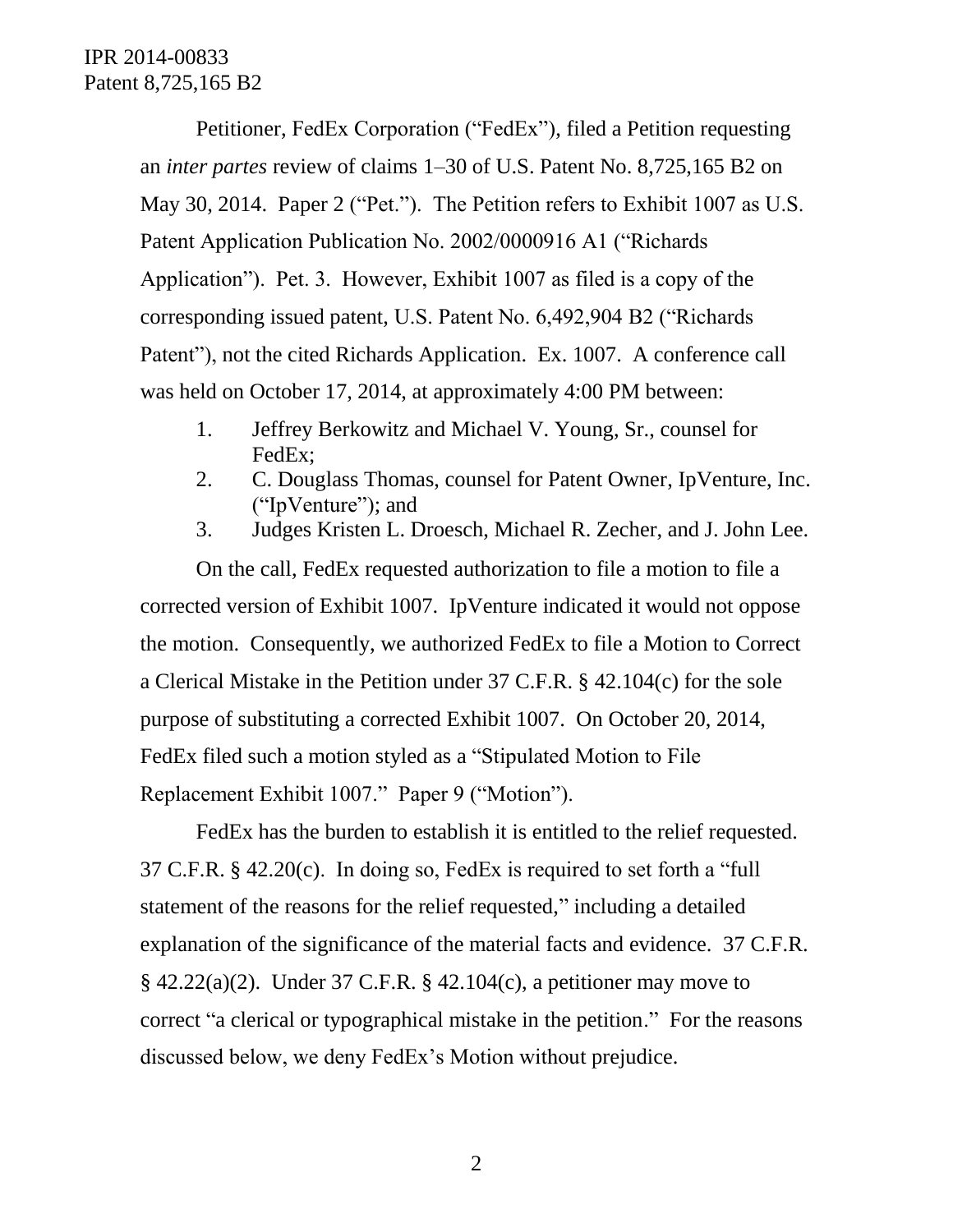Petitioner, FedEx Corporation ("FedEx"), filed a Petition requesting an *inter partes* review of claims 1–30 of U.S. Patent No. 8,725,165 B2 on May 30, 2014. Paper 2 ("Pet."). The Petition refers to Exhibit 1007 as U.S. Patent Application Publication No. 2002/0000916 A1 ("Richards Application"). Pet. 3. However, Exhibit 1007 as filed is a copy of the corresponding issued patent, U.S. Patent No. 6,492,904 B2 ("Richards Patent"), not the cited Richards Application. Ex. 1007. A conference call was held on October 17, 2014, at approximately 4:00 PM between:

1. Jeffrey Berkowitz and Michael V. Young, Sr., counsel for FedEx;
2. C. Douglass Thomas, counsel for Patent Owner, IpVenture, Inc. ("IpVenture"); and
3. Judges Kristen L. Droesch, Michael R. Zecher, and J. John Lee.

On the call, FedEx requested authorization to file a motion to file a corrected version of Exhibit 1007. IpVenture indicated it would not oppose the motion. Consequently, we authorized FedEx to file a Motion to Correct a Clerical Mistake in the Petition under 37 C.F.R. § 42.104(c) for the sole purpose of substituting a corrected Exhibit 1007. On October 20, 2014, FedEx filed such a motion styled as a "Stipulated Motion to File Replacement Exhibit 1007." Paper 9 ("Motion").

FedEx has the burden to establish it is entitled to the relief requested. 37 C.F.R. § 42.20(c). In doing so, FedEx is required to set forth a "full statement of the reasons for the relief requested," including a detailed explanation of the significance of the material facts and evidence. 37 C.F.R. § 42.22(a)(2). Under 37 C.F.R. § 42.104(c), a petitioner may move to correct "a clerical or typographical mistake in the petition." For the reasons discussed below, we deny FedEx's Motion without prejudice.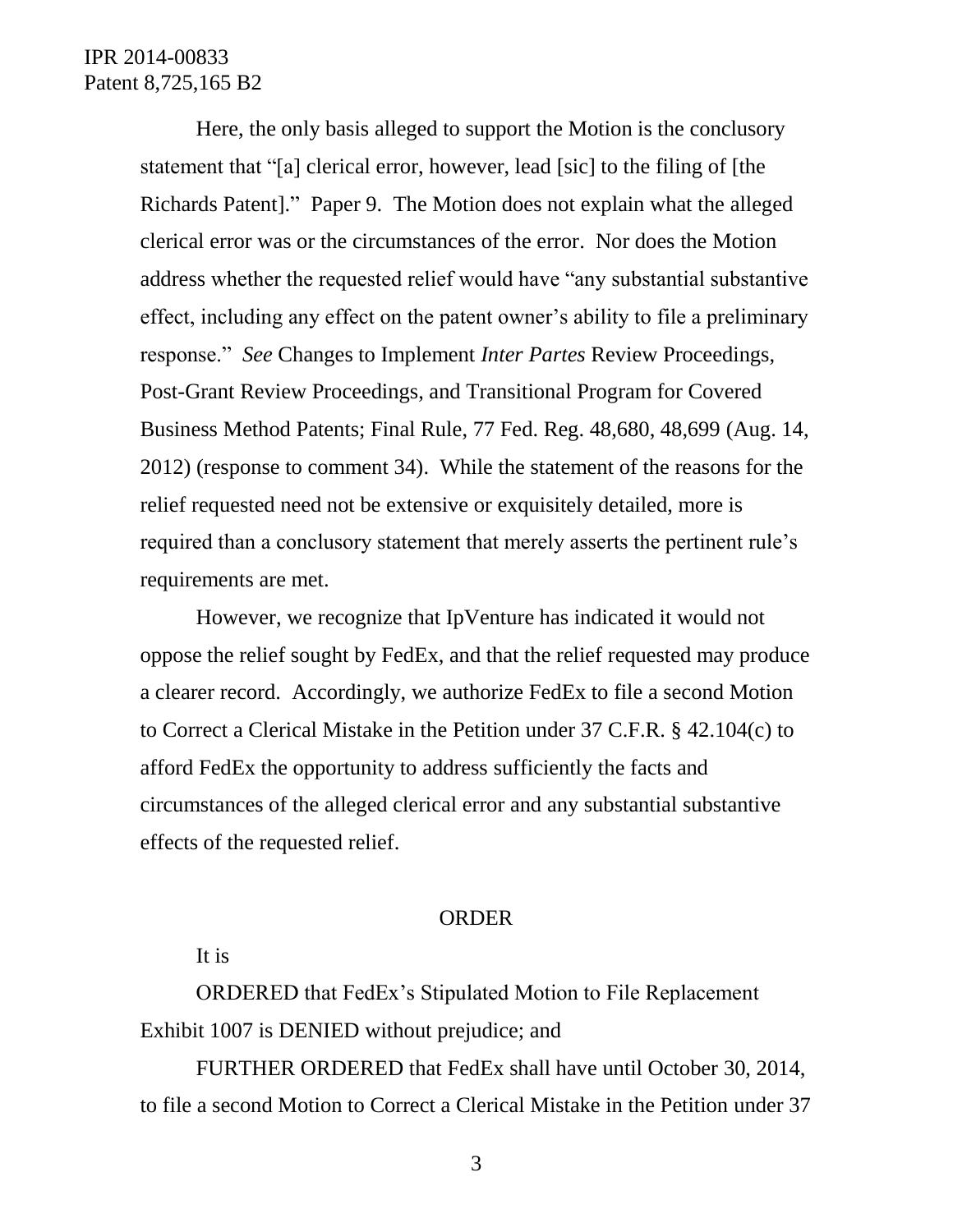Here, the only basis alleged to support the Motion is the conclusory statement that "[a] clerical error, however, lead [sic] to the filing of [the Richards Patent]." Paper 9. The Motion does not explain what the alleged clerical error was or the circumstances of the error. Nor does the Motion address whether the requested relief would have "any substantial substantive effect, including any effect on the patent owner's ability to file a preliminary response." *See* Changes to Implement *Inter Partes* Review Proceedings, Post-Grant Review Proceedings, and Transitional Program for Covered Business Method Patents; Final Rule, 77 Fed. Reg. 48,680, 48,699 (Aug. 14, 2012) (response to comment 34). While the statement of the reasons for the relief requested need not be extensive or exquisitely detailed, more is required than a conclusory statement that merely asserts the pertinent rule's requirements are met.

However, we recognize that IpVenture has indicated it would not oppose the relief sought by FedEx, and that the relief requested may produce a clearer record. Accordingly, we authorize FedEx to file a second Motion to Correct a Clerical Mistake in the Petition under 37 C.F.R. § 42.104(c) to afford FedEx the opportunity to address sufficiently the facts and circumstances of the alleged clerical error and any substantial substantive effects of the requested relief.

## ORDER

It is

ORDERED that FedEx's Stipulated Motion to File Replacement Exhibit 1007 is DENIED without prejudice; and

FURTHER ORDERED that FedEx shall have until October 30, 2014, to file a second Motion to Correct a Clerical Mistake in the Petition under 37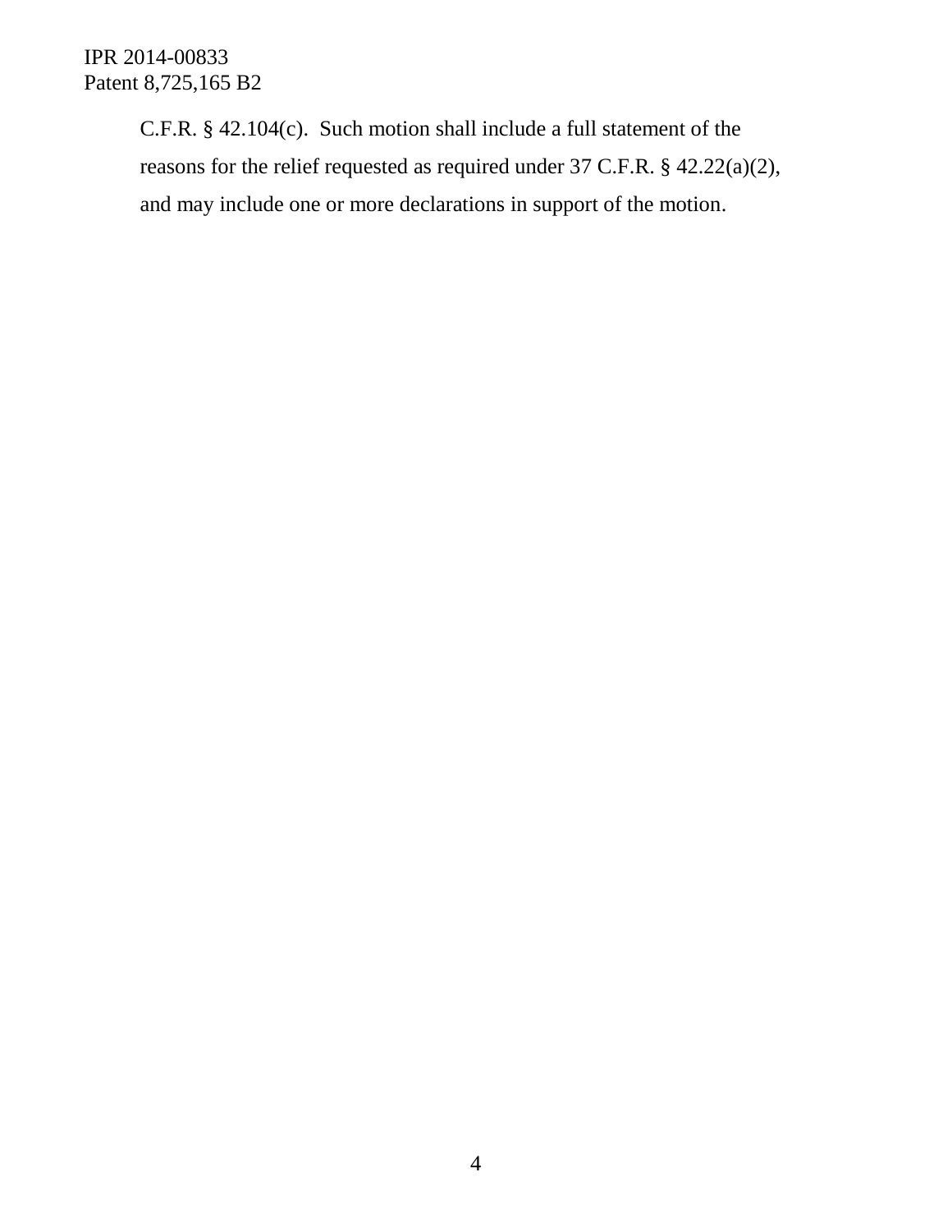C.F.R. § 42.104(c). Such motion shall include a full statement of the reasons for the relief requested as required under 37 C.F.R. § 42.22(a)(2), and may include one or more declarations in support of the motion.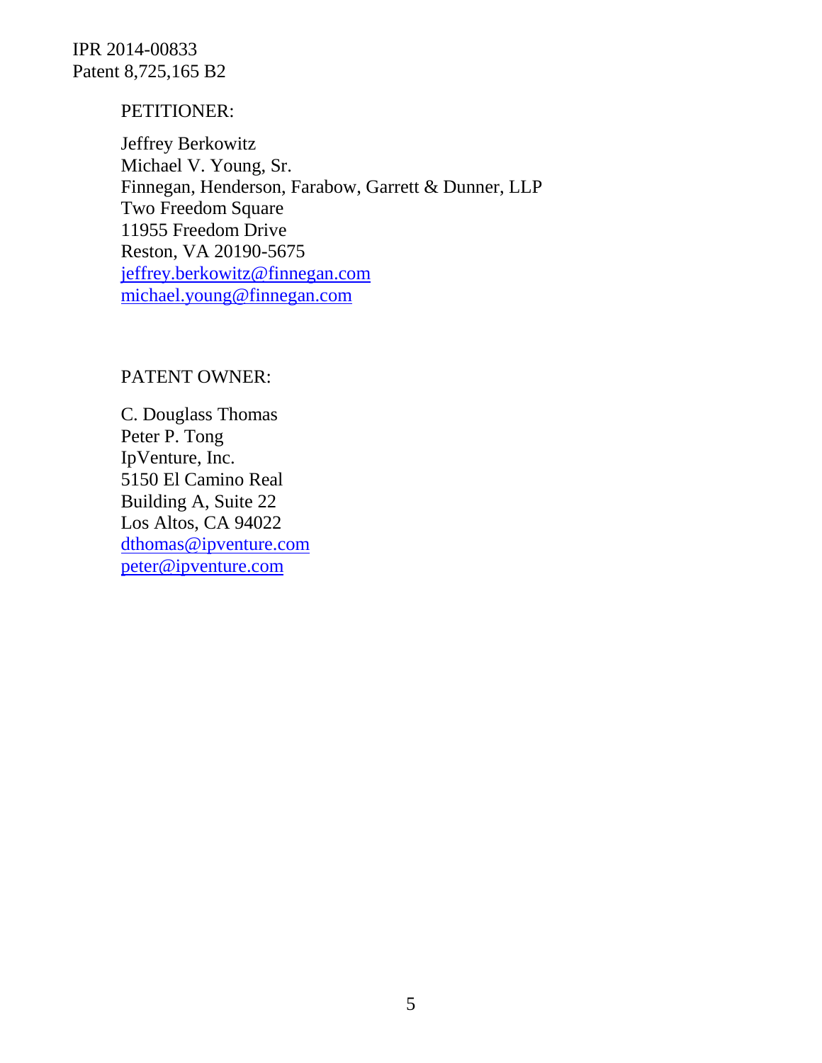PETITIONER:

Jeffrey Berkowitz
Michael V. Young, Sr.
Finnegan, Henderson, Farabow, Garrett & Dunner, LLP
Two Freedom Square
11955 Freedom Drive
Reston, VA 20190-5675
jeffrey.berkowitz@finnegan.com
michael.young@finnegan.com

PATENT OWNER:

C. Douglass Thomas
Peter P. Tong
IpVenture, Inc.
5150 El Camino Real
Building A, Suite 22
Los Altos, CA 94022
dthomas@ipventure.com
peter@ipventure.com